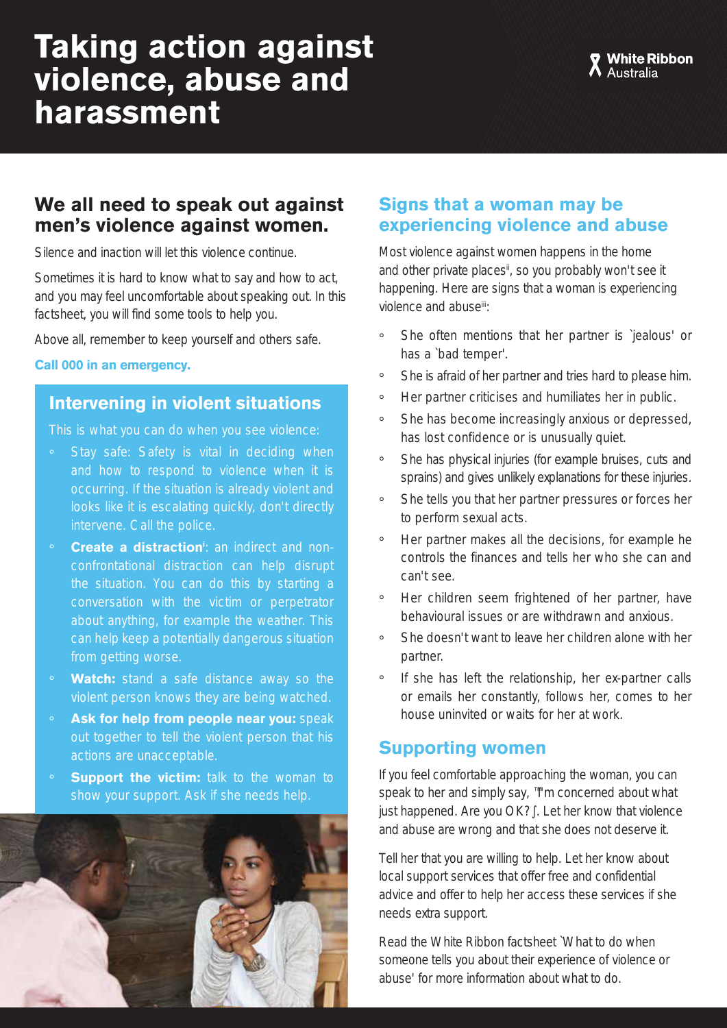# Taking action against violence, abuse and harassment

White Ribbon Australia

## We all need to speak out against men's violence against women.

Silence and inaction will let this violence continue.

Sometimes it is hard to know what to say and how to act, and you may feel uncomfortable about speaking out. In this factsheet, you will find some tools to help you.

Above all, remember to keep yourself and others safe.

**Call 000 in an emergency.**

### Intervening in violent situations

This is what you can do when you see violence:

- Stay safe: Safety is vital in deciding when and how to respond to violence when it is occurring. If the situation is already violent and looks like it is escalating quickly, don't directly intervene. Call the police.
- **Create a distraction**[i]: an indirect and non-confrontational distraction can help disrupt the situation. You can do this by starting a conversation with the victim or perpetrator about anything, for example the weather. This can help keep a potentially dangerous situation from getting worse.
- **Watch:** stand a safe distance away so the violent person knows they are being watched.
- **Ask for help from people near you:** speak out together to tell the violent person that his actions are unacceptable.
- **Support the victim:** talk to the woman to show your support. Ask if she needs help.

## Signs that a woman may be experiencing violence and abuse

Most violence against women happens in the home and other private places[ii], so you probably won't see it happening. Here are signs that a woman is experiencing violence and abuse[iii]:

- She often mentions that her partner is 'jealous' or has a 'bad temper'.
- She is afraid of her partner and tries hard to please him.
- Her partner criticises and humiliates her in public.
- She has become increasingly anxious or depressed, has lost confidence or is unusually quiet.
- She has physical injuries (for example bruises, cuts and sprains) and gives unlikely explanations for these injuries.
- She tells you that her partner pressures or forces her to perform sexual acts.
- Her partner makes all the decisions, for example he controls the finances and tells her who she can and can't see.
- Her children seem frightened of her partner, have behavioural issues or are withdrawn and anxious.
- She doesn't want to leave her children alone with her partner.
- If she has left the relationship, her ex-partner calls or emails her constantly, follows her, comes to her house uninvited or waits for her at work.

## Supporting women

If you feel comfortable approaching the woman, you can speak to her and simply say, "I'm concerned about what just happened. Are you OK?". Let her know that violence and abuse are wrong and that she does not deserve it.

Tell her that you are willing to help. Let her know about local support services that offer free and confidential advice and offer to help her access these services if she needs extra support.

Read the White Ribbon factsheet 'What to do when someone tells you about their experience of violence or abuse' for more information about what to do.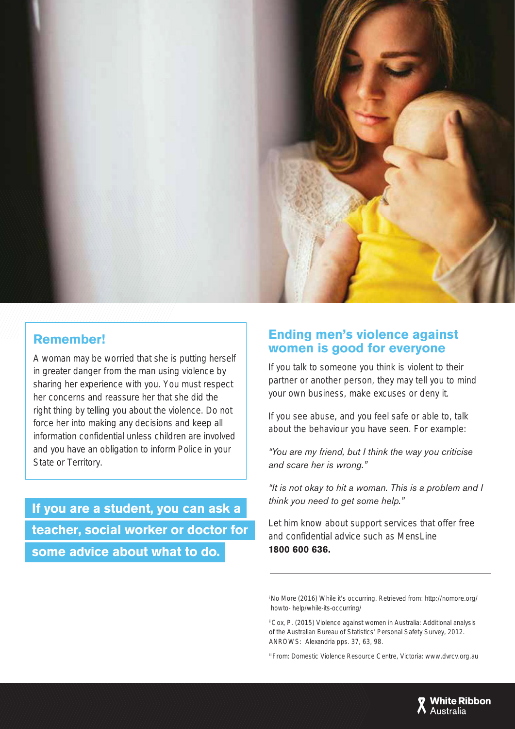## Remember!

A woman may be worried that she is putting herself in greater danger from the man using violence by sharing her experience with you. You must respect her concerns and reassure her that she did the right thing by telling you about the violence. Do not force her into making any decisions and keep all information confidential unless children are involved and you have an obligation to inform Police in your State or Territory.

**If you are a student, you can ask a teacher, social worker or doctor for some advice about what to do.**

## Ending men's violence against women is good for everyone

If you talk to someone you think is violent to their partner or another person, they may tell you to mind your own business, make excuses or deny it.

If you see abuse, and you feel safe or able to, talk about the behaviour you have seen. For example:

*"You are my friend, but I think the way you criticise and scare her is wrong."*

*"It is not okay to hit a woman. This is a problem and I think you need to get some help."*

Let him know about support services that offer free and confidential advice such as MensLine **1800 600 636.**

---

[i] No More (2016) While it's occurring. Retrieved from: http://nomore.org/howto- help/while-its-occurring/

[ii] Cox, P. (2015) Violence against women in Australia: Additional analysis of the Australian Bureau of Statistics' Personal Safety Survey, 2012. ANROWS: Alexandria pps. 37, 63, 98.

[iii] From: Domestic Violence Resource Centre, Victoria: www.dvrcv.org.au

White Ribbon Australia